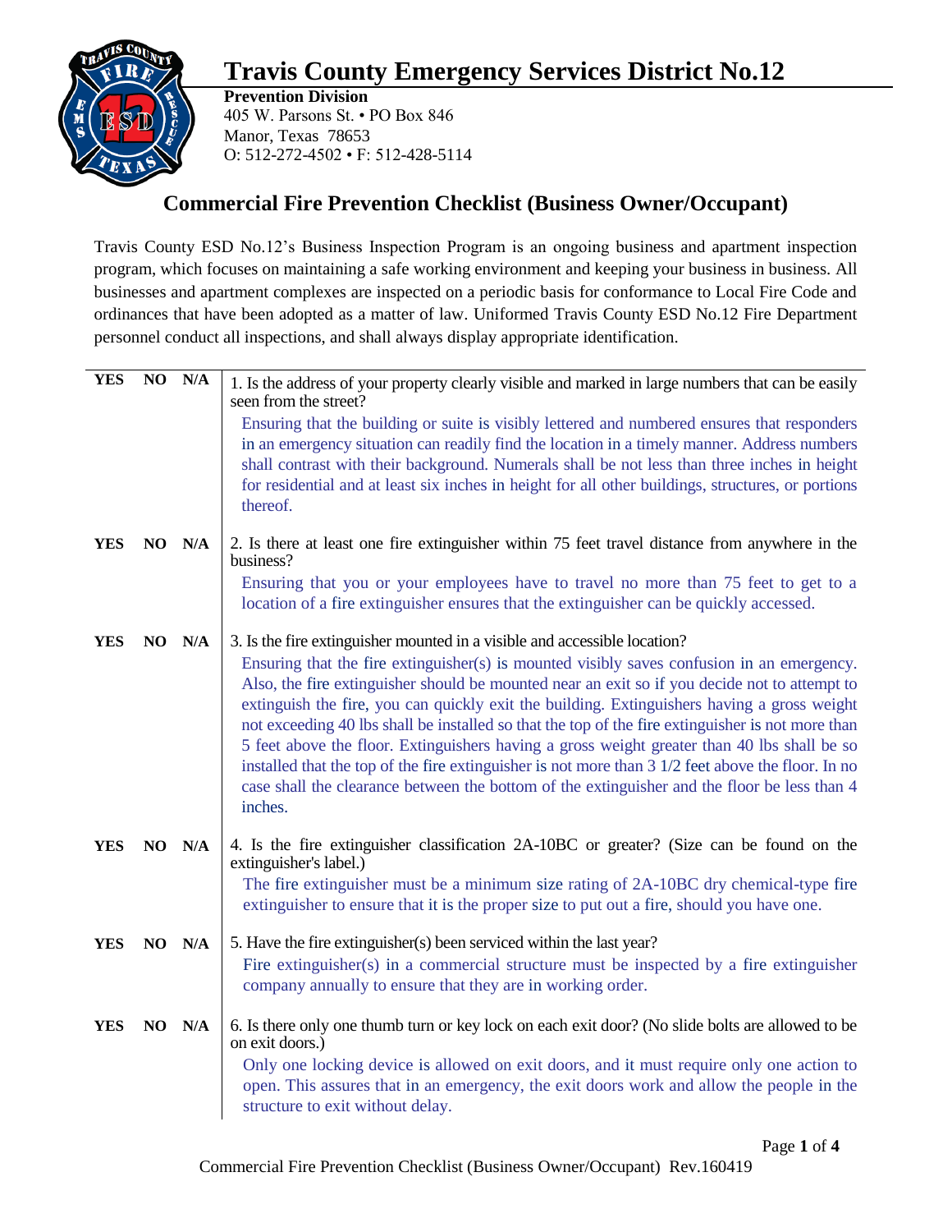# Travis County Emergency Services District No.12

**Prevention Division**
405 W. Parsons St. • PO Box 846
Manor, Texas 78653
O: 512-272-4502 • F: 512-428-5114

## Commercial Fire Prevention Checklist (Business Owner/Occupant)

Travis County ESD No.12's Business Inspection Program is an ongoing business and apartment inspection program, which focuses on maintaining a safe working environment and keeping your business in business. All businesses and apartment complexes are inspected on a periodic basis for conformance to Local Fire Code and ordinances that have been adopted as a matter of law. Uniformed Travis County ESD No.12 Fire Department personnel conduct all inspections, and shall always display appropriate identification.

| YES | NO | N/A | |
|---|---|---|---|
| YES | NO | N/A | 1. Is the address of your property clearly visible and marked in large numbers that can be easily seen from the street? Ensuring that the building or suite is visibly lettered and numbered ensures that responders in an emergency situation can readily find the location in a timely manner. Address numbers shall contrast with their background. Numerals shall be not less than three inches in height for residential and at least six inches in height for all other buildings, structures, or portions thereof. |
| YES | NO | N/A | 2. Is there at least one fire extinguisher within 75 feet travel distance from anywhere in the business? Ensuring that you or your employees have to travel no more than 75 feet to get to a location of a fire extinguisher ensures that the extinguisher can be quickly accessed. |
| YES | NO | N/A | 3. Is the fire extinguisher mounted in a visible and accessible location? Ensuring that the fire extinguisher(s) is mounted visibly saves confusion in an emergency. Also, the fire extinguisher should be mounted near an exit so if you decide not to attempt to extinguish the fire, you can quickly exit the building. Extinguishers having a gross weight not exceeding 40 lbs shall be installed so that the top of the fire extinguisher is not more than 5 feet above the floor. Extinguishers having a gross weight greater than 40 lbs shall be so installed that the top of the fire extinguisher is not more than 3 1/2 feet above the floor. In no case shall the clearance between the bottom of the extinguisher and the floor be less than 4 inches. |
| YES | NO | N/A | 4. Is the fire extinguisher classification 2A-10BC or greater? (Size can be found on the extinguisher's label.) The fire extinguisher must be a minimum size rating of 2A-10BC dry chemical-type fire extinguisher to ensure that it is the proper size to put out a fire, should you have one. |
| YES | NO | N/A | 5. Have the fire extinguisher(s) been serviced within the last year? Fire extinguisher(s) in a commercial structure must be inspected by a fire extinguisher company annually to ensure that they are in working order. |
| YES | NO | N/A | 6. Is there only one thumb turn or key lock on each exit door? (No slide bolts are allowed to be on exit doors.) Only one locking device is allowed on exit doors, and it must require only one action to open. This assures that in an emergency, the exit doors work and allow the people in the structure to exit without delay. |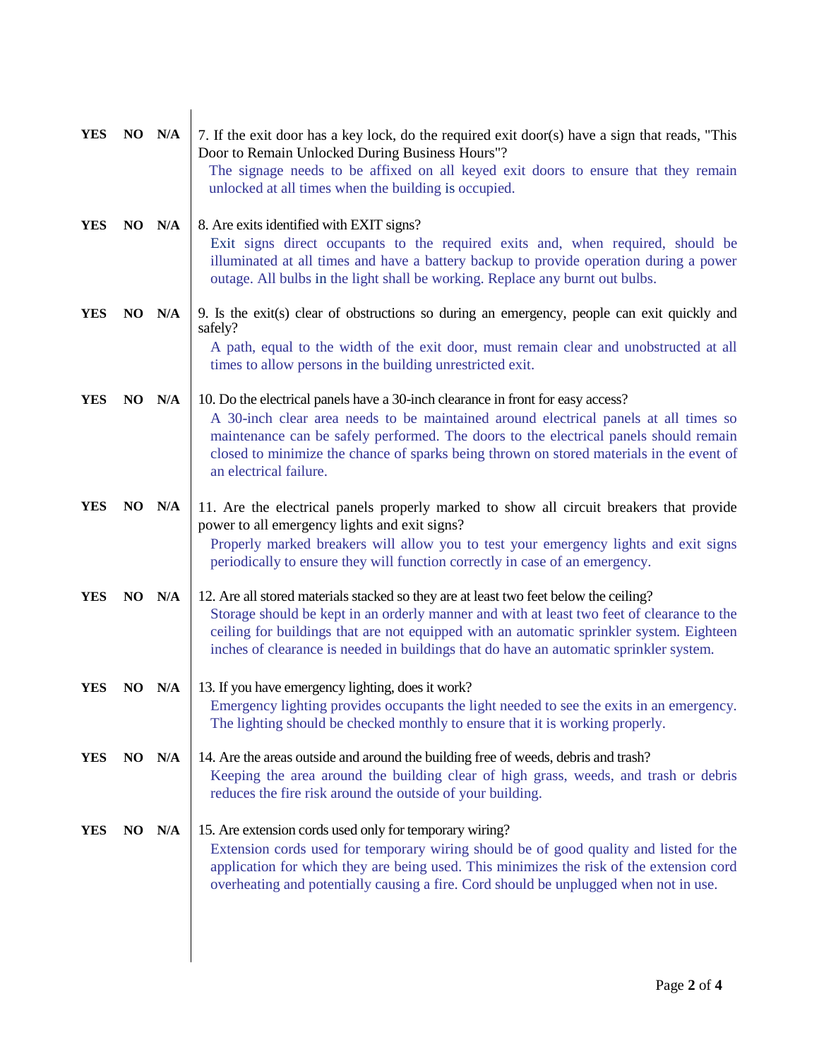**YES NO N/A** 7. If the exit door has a key lock, do the required exit door(s) have a sign that reads, "This Door to Remain Unlocked During Business Hours"?

The signage needs to be affixed on all keyed exit doors to ensure that they remain unlocked at all times when the building is occupied.

**YES NO N/A** 8. Are exits identified with EXIT signs?

Exit signs direct occupants to the required exits and, when required, should be illuminated at all times and have a battery backup to provide operation during a power outage. All bulbs in the light shall be working. Replace any burnt out bulbs.

**YES NO N/A** 9. Is the exit(s) clear of obstructions so during an emergency, people can exit quickly and safely?

A path, equal to the width of the exit door, must remain clear and unobstructed at all times to allow persons in the building unrestricted exit.

**YES NO N/A** 10. Do the electrical panels have a 30-inch clearance in front for easy access?

A 30-inch clear area needs to be maintained around electrical panels at all times so maintenance can be safely performed. The doors to the electrical panels should remain closed to minimize the chance of sparks being thrown on stored materials in the event of an electrical failure.

**YES NO N/A** 11. Are the electrical panels properly marked to show all circuit breakers that provide power to all emergency lights and exit signs?

Properly marked breakers will allow you to test your emergency lights and exit signs periodically to ensure they will function correctly in case of an emergency.

**YES NO N/A** 12. Are all stored materials stacked so they are at least two feet below the ceiling?

Storage should be kept in an orderly manner and with at least two feet of clearance to the ceiling for buildings that are not equipped with an automatic sprinkler system. Eighteen inches of clearance is needed in buildings that do have an automatic sprinkler system.

**YES NO N/A** 13. If you have emergency lighting, does it work?

Emergency lighting provides occupants the light needed to see the exits in an emergency. The lighting should be checked monthly to ensure that it is working properly.

**YES NO N/A** 14. Are the areas outside and around the building free of weeds, debris and trash?

Keeping the area around the building clear of high grass, weeds, and trash or debris reduces the fire risk around the outside of your building.

**YES NO N/A** 15. Are extension cords used only for temporary wiring?

Extension cords used for temporary wiring should be of good quality and listed for the application for which they are being used. This minimizes the risk of the extension cord overheating and potentially causing a fire. Cord should be unplugged when not in use.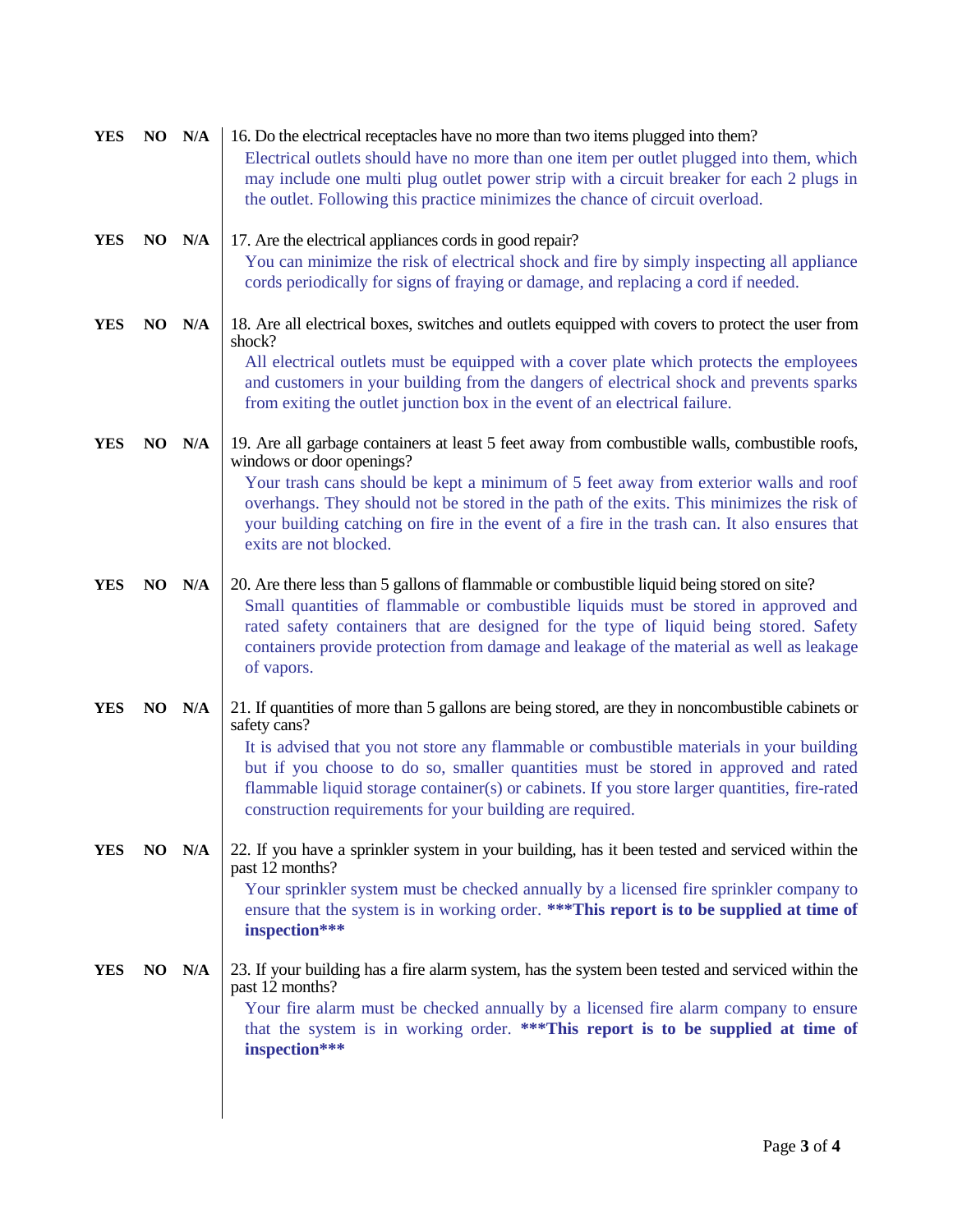**YES NO N/A** 16. Do the electrical receptacles have no more than two items plugged into them?

Electrical outlets should have no more than one item per outlet plugged into them, which may include one multi plug outlet power strip with a circuit breaker for each 2 plugs in the outlet. Following this practice minimizes the chance of circuit overload.

**YES NO N/A** 17. Are the electrical appliances cords in good repair?

You can minimize the risk of electrical shock and fire by simply inspecting all appliance cords periodically for signs of fraying or damage, and replacing a cord if needed.

**YES NO N/A** 18. Are all electrical boxes, switches and outlets equipped with covers to protect the user from shock?

All electrical outlets must be equipped with a cover plate which protects the employees and customers in your building from the dangers of electrical shock and prevents sparks from exiting the outlet junction box in the event of an electrical failure.

**YES NO N/A** 19. Are all garbage containers at least 5 feet away from combustible walls, combustible roofs, windows or door openings?

Your trash cans should be kept a minimum of 5 feet away from exterior walls and roof overhangs. They should not be stored in the path of the exits. This minimizes the risk of your building catching on fire in the event of a fire in the trash can. It also ensures that exits are not blocked.

**YES NO N/A** 20. Are there less than 5 gallons of flammable or combustible liquid being stored on site?

Small quantities of flammable or combustible liquids must be stored in approved and rated safety containers that are designed for the type of liquid being stored. Safety containers provide protection from damage and leakage of the material as well as leakage of vapors.

**YES NO N/A** 21. If quantities of more than 5 gallons are being stored, are they in noncombustible cabinets or safety cans?

It is advised that you not store any flammable or combustible materials in your building but if you choose to do so, smaller quantities must be stored in approved and rated flammable liquid storage container(s) or cabinets. If you store larger quantities, fire-rated construction requirements for your building are required.

**YES NO N/A** 22. If you have a sprinkler system in your building, has it been tested and serviced within the past 12 months?

Your sprinkler system must be checked annually by a licensed fire sprinkler company to ensure that the system is in working order. **\*\*\*This report is to be supplied at time of inspection\*\*\***

**YES NO N/A** 23. If your building has a fire alarm system, has the system been tested and serviced within the past 12 months?

Your fire alarm must be checked annually by a licensed fire alarm company to ensure that the system is in working order. **\*\*\*This report is to be supplied at time of inspection\*\*\***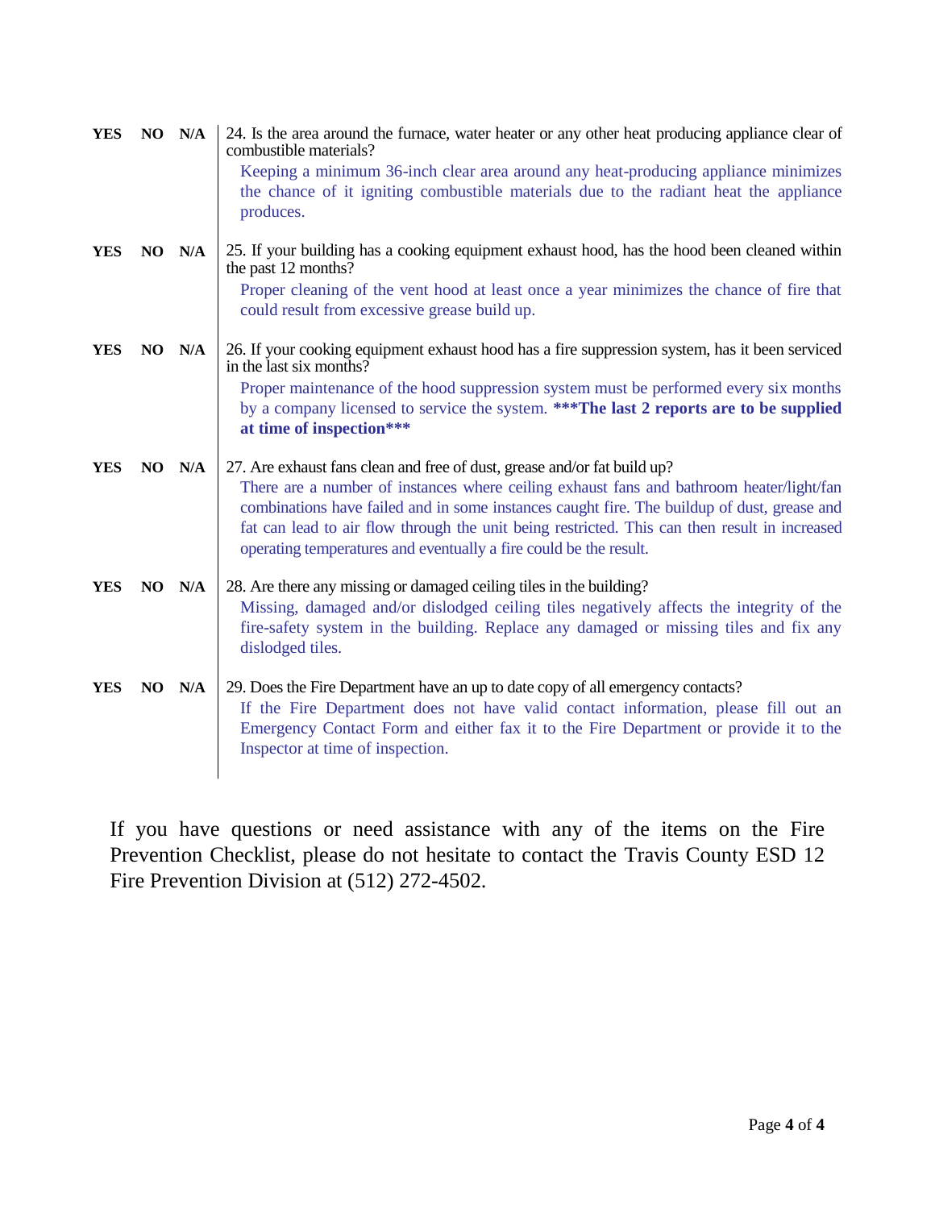**YES NO N/A** 24. Is the area around the furnace, water heater or any other heat producing appliance clear of combustible materials?

Keeping a minimum 36-inch clear area around any heat-producing appliance minimizes the chance of it igniting combustible materials due to the radiant heat the appliance produces.

**YES NO N/A** 25. If your building has a cooking equipment exhaust hood, has the hood been cleaned within the past 12 months?

Proper cleaning of the vent hood at least once a year minimizes the chance of fire that could result from excessive grease build up.

**YES NO N/A** 26. If your cooking equipment exhaust hood has a fire suppression system, has it been serviced in the last six months?

Proper maintenance of the hood suppression system must be performed every six months by a company licensed to service the system. **\*\*\*The last 2 reports are to be supplied at time of inspection\*\*\***

**YES NO N/A** 27. Are exhaust fans clean and free of dust, grease and/or fat build up?

There are a number of instances where ceiling exhaust fans and bathroom heater/light/fan combinations have failed and in some instances caught fire. The buildup of dust, grease and fat can lead to air flow through the unit being restricted. This can then result in increased operating temperatures and eventually a fire could be the result.

**YES NO N/A** 28. Are there any missing or damaged ceiling tiles in the building?

Missing, damaged and/or dislodged ceiling tiles negatively affects the integrity of the fire-safety system in the building. Replace any damaged or missing tiles and fix any dislodged tiles.

**YES NO N/A** 29. Does the Fire Department have an up to date copy of all emergency contacts?

If the Fire Department does not have valid contact information, please fill out an Emergency Contact Form and either fax it to the Fire Department or provide it to the Inspector at time of inspection.

If you have questions or need assistance with any of the items on the Fire Prevention Checklist, please do not hesitate to contact the Travis County ESD 12 Fire Prevention Division at (512) 272-4502.